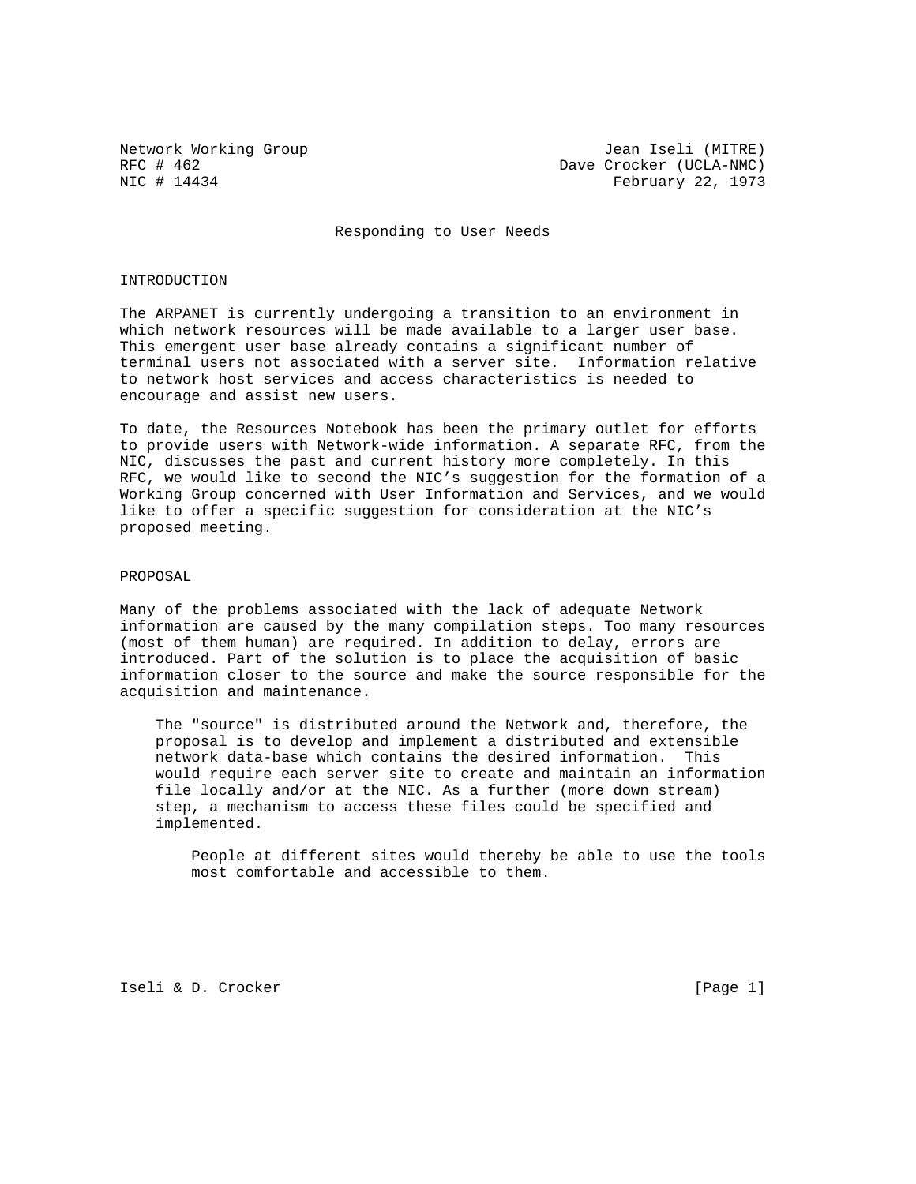Network Working Group                                  Jean Iseli (MITRE)
RFC # 462                                        Dave Crocker (UCLA-NMC)
NIC # 14434                                            February 22, 1973

# Responding to User Needs

## INTRODUCTION

The ARPANET is currently undergoing a transition to an environment in which network resources will be made available to a larger user base. This emergent user base already contains a significant number of terminal users not associated with a server site. Information relative to network host services and access characteristics is needed to encourage and assist new users.

To date, the Resources Notebook has been the primary outlet for efforts to provide users with Network-wide information. A separate RFC, from the NIC, discusses the past and current history more completely. In this RFC, we would like to second the NIC's suggestion for the formation of a Working Group concerned with User Information and Services, and we would like to offer a specific suggestion for consideration at the NIC's proposed meeting.

## PROPOSAL

Many of the problems associated with the lack of adequate Network information are caused by the many compilation steps. Too many resources (most of them human) are required. In addition to delay, errors are introduced. Part of the solution is to place the acquisition of basic information closer to the source and make the source responsible for the acquisition and maintenance.

> The "source" is distributed around the Network and, therefore, the proposal is to develop and implement a distributed and extensible network data-base which contains the desired information. This would require each server site to create and maintain an information file locally and/or at the NIC. As a further (more down stream) step, a mechanism to access these files could be specified and implemented.
>
> > People at different sites would thereby be able to use the tools most comfortable and accessible to them.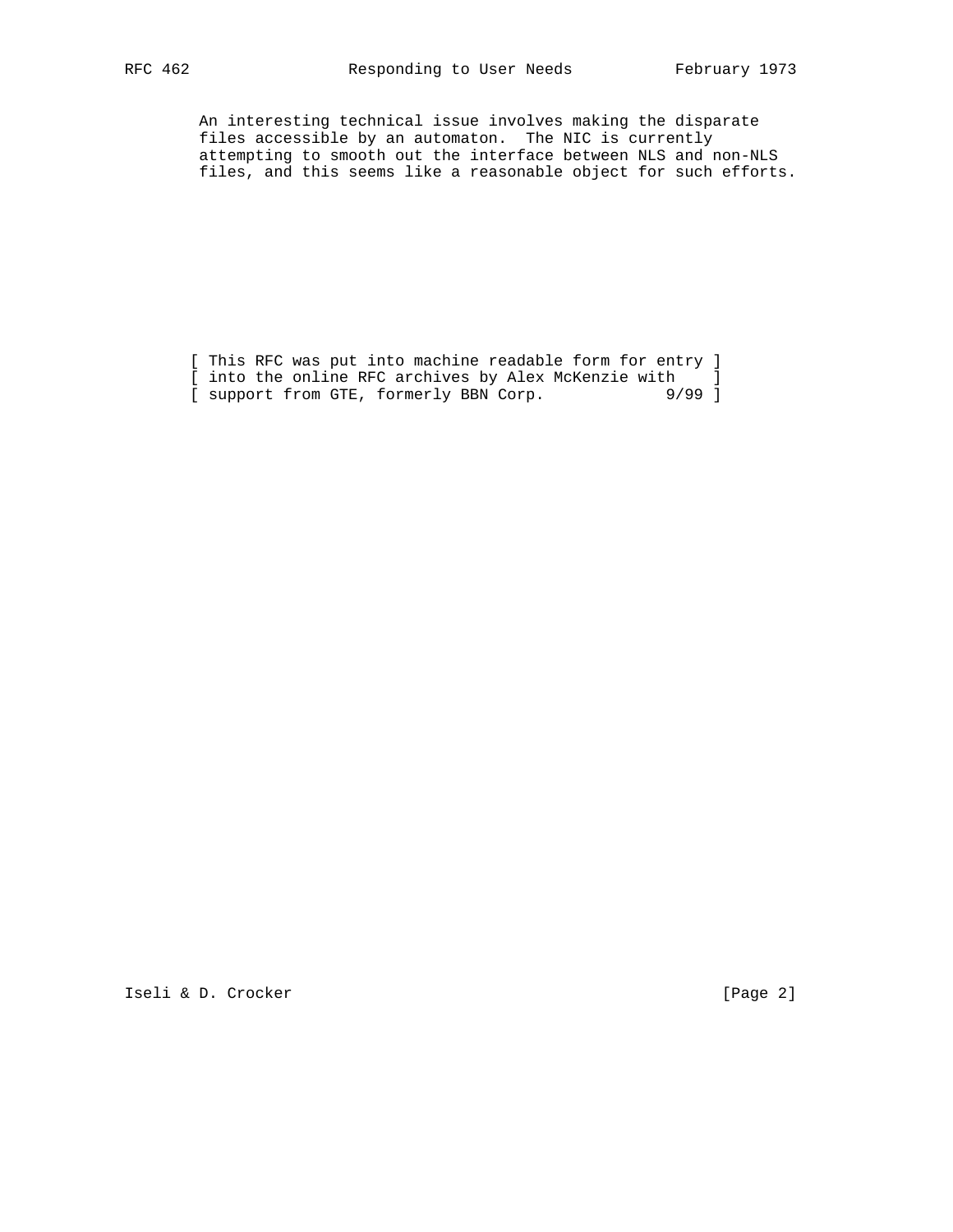An interesting technical issue involves making the disparate files accessible by an automaton. The NIC is currently attempting to smooth out the interface between NLS and non-NLS files, and this seems like a reasonable object for such efforts.

[ This RFC was put into machine readable form for entry ]
[ into the online RFC archives by Alex McKenzie with ]
[ support from GTE, formerly BBN Corp. 9/99 ]